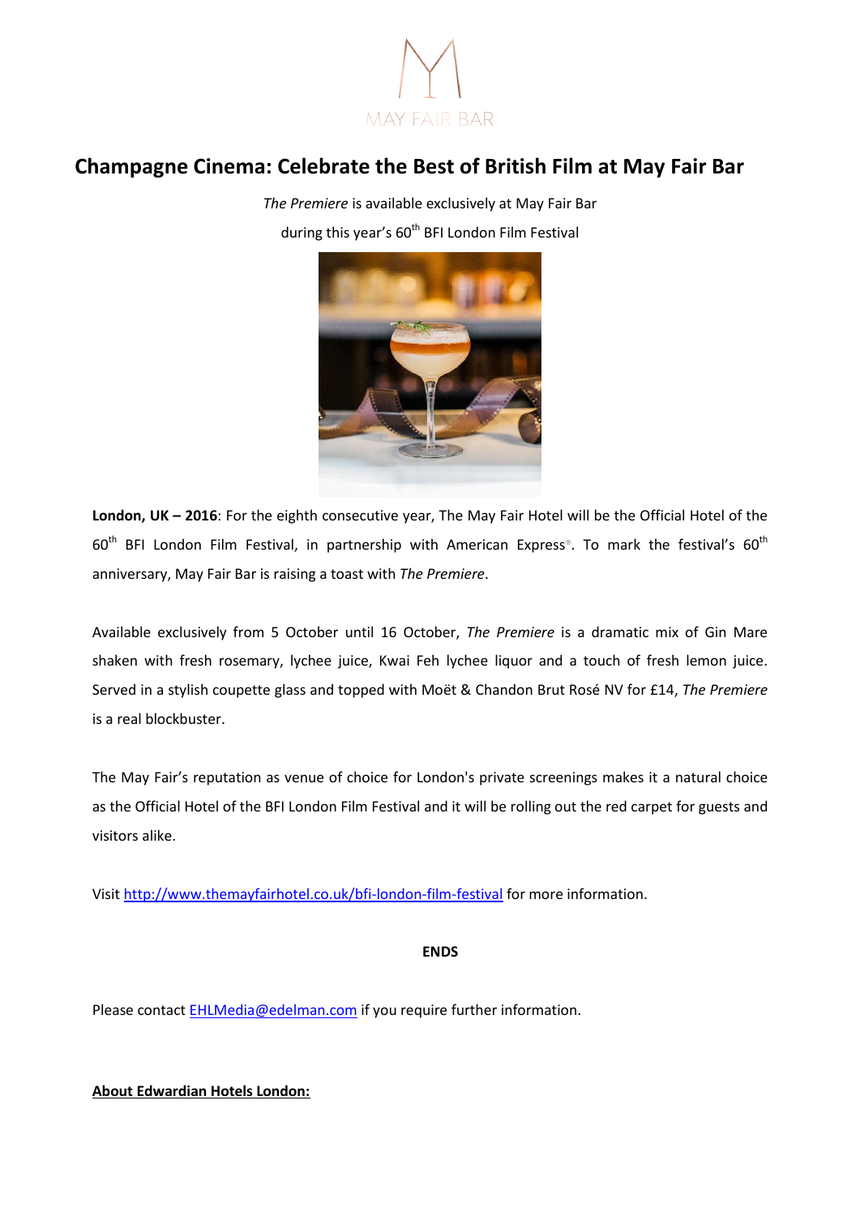MAY FAIR BAR

# Champagne Cinema: Celebrate the Best of British Film at May Fair Bar

*The Premiere* is available exclusively at May Fair Bar

during this year's 60th BFI London Film Festival

**London, UK – 2016**: For the eighth consecutive year, The May Fair Hotel will be the Official Hotel of the 60th BFI London Film Festival, in partnership with American Express®. To mark the festival's 60th anniversary, May Fair Bar is raising a toast with *The Premiere*.

Available exclusively from 5 October until 16 October, *The Premiere* is a dramatic mix of Gin Mare shaken with fresh rosemary, lychee juice, Kwai Feh lychee liquor and a touch of fresh lemon juice. Served in a stylish coupette glass and topped with Moët & Chandon Brut Rosé NV for £14, *The Premiere* is a real blockbuster.

The May Fair's reputation as venue of choice for London's private screenings makes it a natural choice as the Official Hotel of the BFI London Film Festival and it will be rolling out the red carpet for guests and visitors alike.

Visit http://www.themayfairhotel.co.uk/bfi-london-film-festival for more information.

**ENDS**

Please contact EHLMedia@edelman.com if you require further information.

**About Edwardian Hotels London:**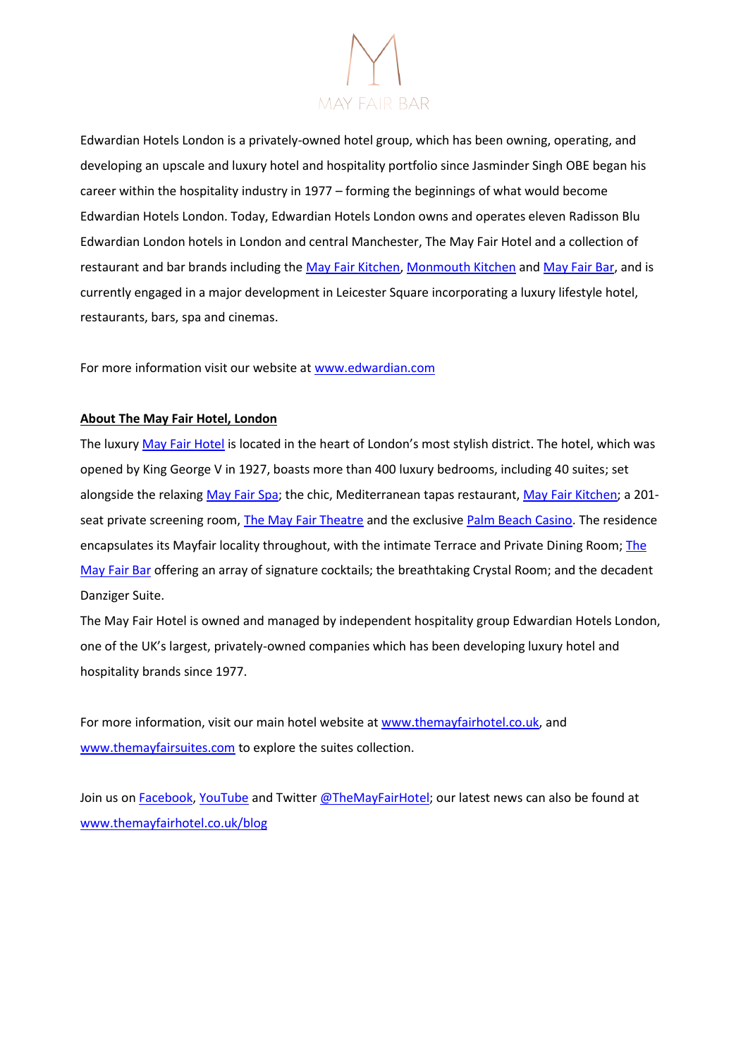MAY FAIR BAR

Edwardian Hotels London is a privately-owned hotel group, which has been owning, operating, and developing an upscale and luxury hotel and hospitality portfolio since Jasminder Singh OBE began his career within the hospitality industry in 1977 – forming the beginnings of what would become Edwardian Hotels London. Today, Edwardian Hotels London owns and operates eleven Radisson Blu Edwardian London hotels in London and central Manchester, The May Fair Hotel and a collection of restaurant and bar brands including the May Fair Kitchen, Monmouth Kitchen and May Fair Bar, and is currently engaged in a major development in Leicester Square incorporating a luxury lifestyle hotel, restaurants, bars, spa and cinemas.

For more information visit our website at www.edwardian.com

**About The May Fair Hotel, London**

The luxury May Fair Hotel is located in the heart of London's most stylish district. The hotel, which was opened by King George V in 1927, boasts more than 400 luxury bedrooms, including 40 suites; set alongside the relaxing May Fair Spa; the chic, Mediterranean tapas restaurant, May Fair Kitchen; a 201-seat private screening room, The May Fair Theatre and the exclusive Palm Beach Casino. The residence encapsulates its Mayfair locality throughout, with the intimate Terrace and Private Dining Room; The May Fair Bar offering an array of signature cocktails; the breathtaking Crystal Room; and the decadent Danziger Suite.

The May Fair Hotel is owned and managed by independent hospitality group Edwardian Hotels London, one of the UK's largest, privately-owned companies which has been developing luxury hotel and hospitality brands since 1977.

For more information, visit our main hotel website at www.themayfairhotel.co.uk, and www.themayfairsuites.com to explore the suites collection.

Join us on Facebook, YouTube and Twitter @TheMayFairHotel; our latest news can also be found at www.themayfairhotel.co.uk/blog